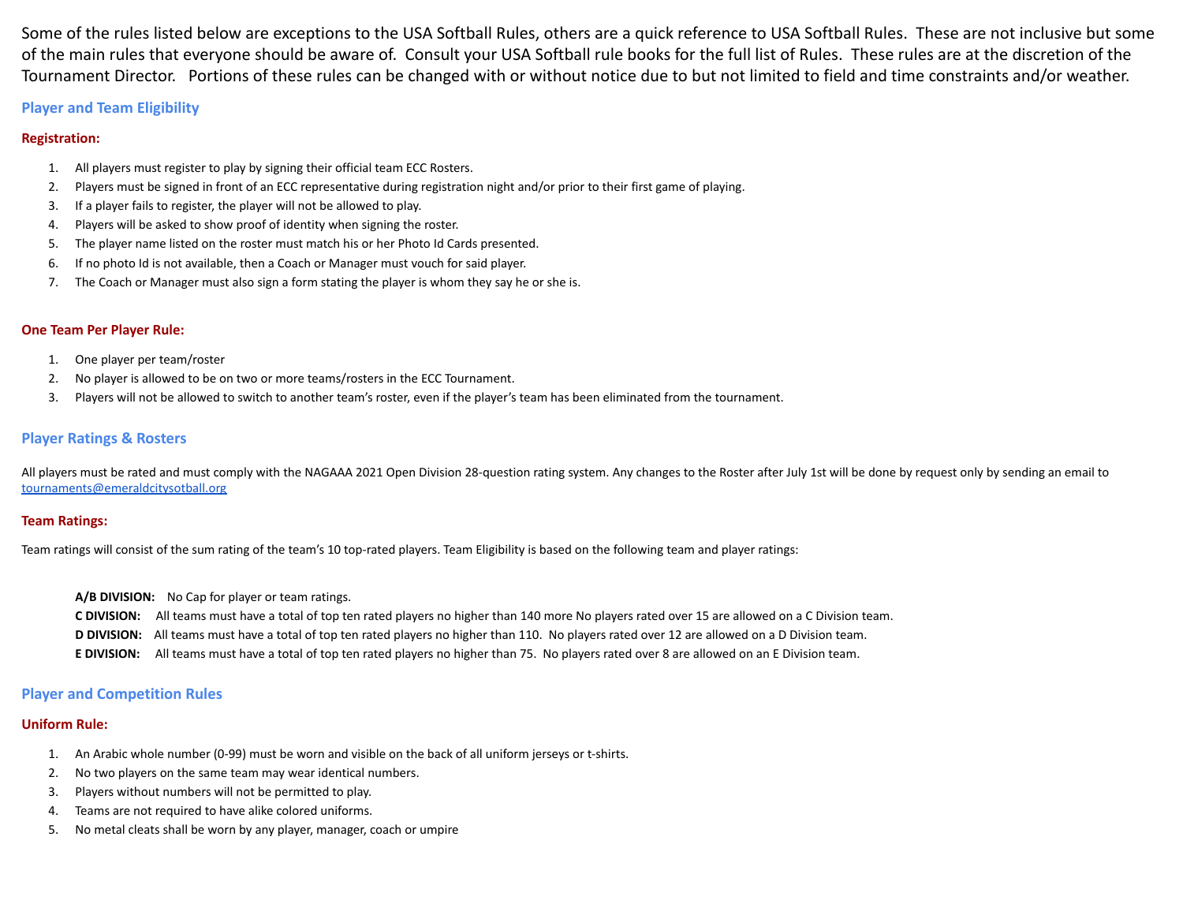Some of the rules listed below are exceptions to the USA Softball Rules, others are a quick reference to USA Softball Rules. These are not inclusive but some of the main rules that everyone should be aware of. Consult your USA Softball rule books for the full list of Rules. These rules are at the discretion of the Tournament Director. Portions of these rules can be changed with or without notice due to but not limited to field and time constraints and/or weather.

## Player and Team Eligibility

### Registration:

1. All players must register to play by signing their official team ECC Rosters.
2. Players must be signed in front of an ECC representative during registration night and/or prior to their first game of playing.
3. If a player fails to register, the player will not be allowed to play.
4. Players will be asked to show proof of identity when signing the roster.
5. The player name listed on the roster must match his or her Photo Id Cards presented.
6. If no photo Id is not available, then a Coach or Manager must vouch for said player.
7. The Coach or Manager must also sign a form stating the player is whom they say he or she is.

### One Team Per Player Rule:

1. One player per team/roster
2. No player is allowed to be on two or more teams/rosters in the ECC Tournament.
3. Players will not be allowed to switch to another team's roster, even if the player's team has been eliminated from the tournament.

## Player Ratings & Rosters

All players must be rated and must comply with the NAGAAA 2021 Open Division 28-question rating system. Any changes to the Roster after July 1st will be done by request only by sending an email to tournaments@emeraldcitysotball.org

### Team Ratings:

Team ratings will consist of the sum rating of the team's 10 top-rated players. Team Eligibility is based on the following team and player ratings:

**A/B DIVISION:** No Cap for player or team ratings.
**C DIVISION:** All teams must have a total of top ten rated players no higher than 140 more No players rated over 15 are allowed on a C Division team.
**D DIVISION:** All teams must have a total of top ten rated players no higher than 110. No players rated over 12 are allowed on a D Division team.
**E DIVISION:** All teams must have a total of top ten rated players no higher than 75. No players rated over 8 are allowed on an E Division team.

## Player and Competition Rules

### Uniform Rule:

1. An Arabic whole number (0-99) must be worn and visible on the back of all uniform jerseys or t-shirts.
2. No two players on the same team may wear identical numbers.
3. Players without numbers will not be permitted to play.
4. Teams are not required to have alike colored uniforms.
5. No metal cleats shall be worn by any player, manager, coach or umpire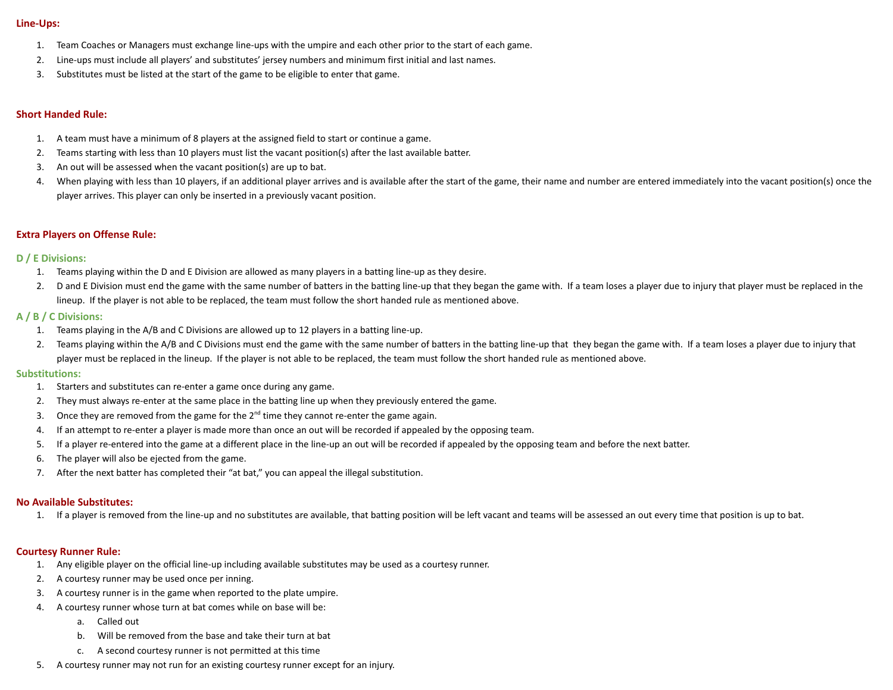## Line-Ups:

1. Team Coaches or Managers must exchange line-ups with the umpire and each other prior to the start of each game.
2. Line-ups must include all players' and substitutes' jersey numbers and minimum first initial and last names.
3. Substitutes must be listed at the start of the game to be eligible to enter that game.

## Short Handed Rule:

1. A team must have a minimum of 8 players at the assigned field to start or continue a game.
2. Teams starting with less than 10 players must list the vacant position(s) after the last available batter.
3. An out will be assessed when the vacant position(s) are up to bat.
4. When playing with less than 10 players, if an additional player arrives and is available after the start of the game, their name and number are entered immediately into the vacant position(s) once the player arrives. This player can only be inserted in a previously vacant position.

## Extra Players on Offense Rule:

### D / E Divisions:

1. Teams playing within the D and E Division are allowed as many players in a batting line-up as they desire.
2. D and E Division must end the game with the same number of batters in the batting line-up that they began the game with. If a team loses a player due to injury that player must be replaced in the lineup. If the player is not able to be replaced, the team must follow the short handed rule as mentioned above.

### A / B / C Divisions:

1. Teams playing in the A/B and C Divisions are allowed up to 12 players in a batting line-up.
2. Teams playing within the A/B and C Divisions must end the game with the same number of batters in the batting line-up that they began the game with. If a team loses a player due to injury that player must be replaced in the lineup. If the player is not able to be replaced, the team must follow the short handed rule as mentioned above.

### Substitutions:

1. Starters and substitutes can re-enter a game once during any game.
2. They must always re-enter at the same place in the batting line up when they previously entered the game.
3. Once they are removed from the game for the 2nd time they cannot re-enter the game again.
4. If an attempt to re-enter a player is made more than once an out will be recorded if appealed by the opposing team.
5. If a player re-entered into the game at a different place in the line-up an out will be recorded if appealed by the opposing team and before the next batter.
6. The player will also be ejected from the game.
7. After the next batter has completed their "at bat," you can appeal the illegal substitution.

## No Available Substitutes:

1. If a player is removed from the line-up and no substitutes are available, that batting position will be left vacant and teams will be assessed an out every time that position is up to bat.

## Courtesy Runner Rule:

1. Any eligible player on the official line-up including available substitutes may be used as a courtesy runner.
2. A courtesy runner may be used once per inning.
3. A courtesy runner is in the game when reported to the plate umpire.
4. A courtesy runner whose turn at bat comes while on base will be:
   a. Called out
   b. Will be removed from the base and take their turn at bat
   c. A second courtesy runner is not permitted at this time
5. A courtesy runner may not run for an existing courtesy runner except for an injury.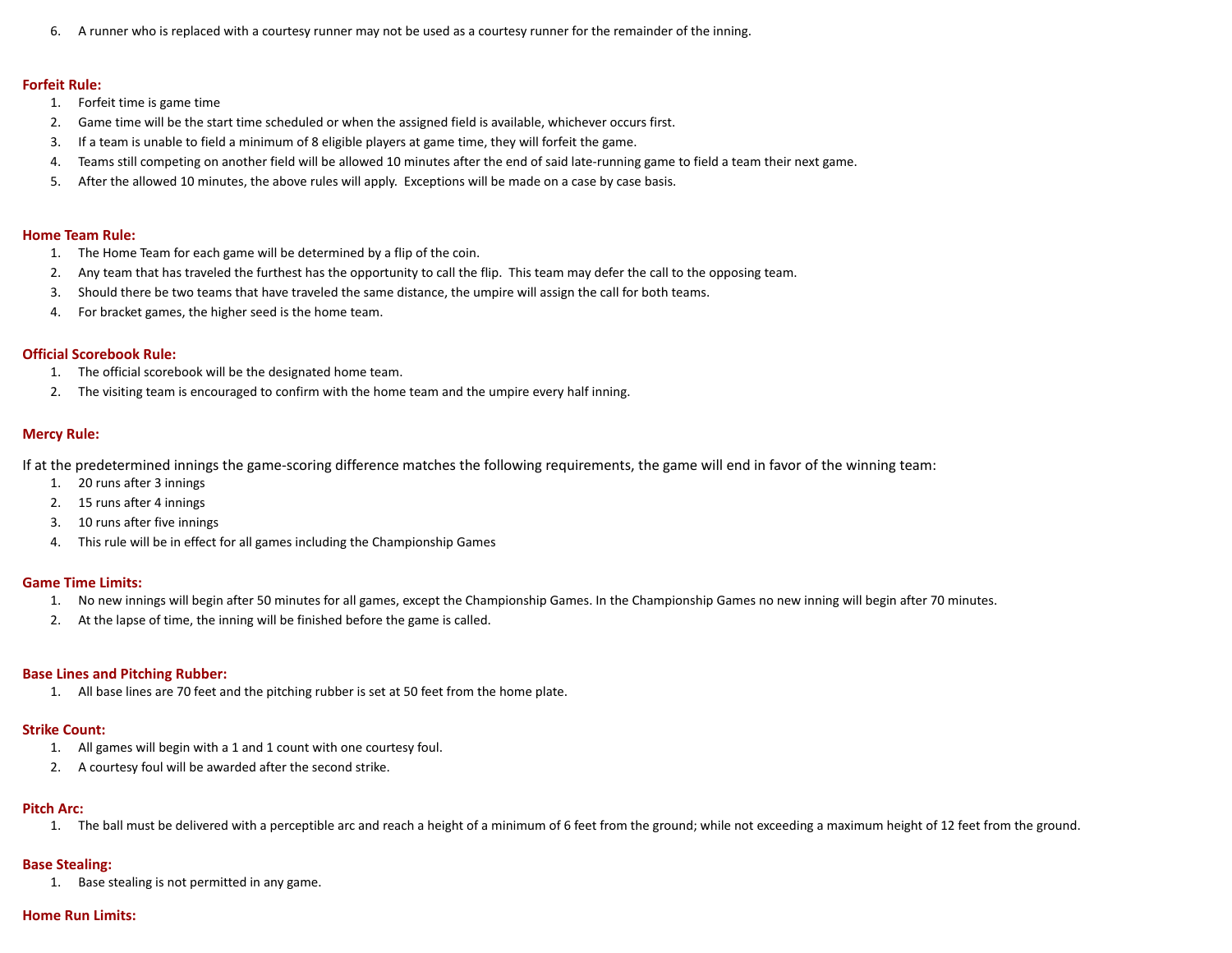6. A runner who is replaced with a courtesy runner may not be used as a courtesy runner for the remainder of the inning.

## Forfeit Rule:

1. Forfeit time is game time
2. Game time will be the start time scheduled or when the assigned field is available, whichever occurs first.
3. If a team is unable to field a minimum of 8 eligible players at game time, they will forfeit the game.
4. Teams still competing on another field will be allowed 10 minutes after the end of said late-running game to field a team their next game.
5. After the allowed 10 minutes, the above rules will apply.  Exceptions will be made on a case by case basis.

## Home Team Rule:

1. The Home Team for each game will be determined by a flip of the coin.
2. Any team that has traveled the furthest has the opportunity to call the flip.  This team may defer the call to the opposing team.
3. Should there be two teams that have traveled the same distance, the umpire will assign the call for both teams.
4. For bracket games, the higher seed is the home team.

## Official Scorebook Rule:

1. The official scorebook will be the designated home team.
2. The visiting team is encouraged to confirm with the home team and the umpire every half inning.

## Mercy Rule:

If at the predetermined innings the game-scoring difference matches the following requirements, the game will end in favor of the winning team:

1. 20 runs after 3 innings
2. 15 runs after 4 innings
3. 10 runs after five innings
4. This rule will be in effect for all games including the Championship Games

## Game Time Limits:

1. No new innings will begin after 50 minutes for all games, except the Championship Games. In the Championship Games no new inning will begin after 70 minutes.
2. At the lapse of time, the inning will be finished before the game is called.

## Base Lines and Pitching Rubber:

1. All base lines are 70 feet and the pitching rubber is set at 50 feet from the home plate.

## Strike Count:

1. All games will begin with a 1 and 1 count with one courtesy foul.
2. A courtesy foul will be awarded after the second strike.

## Pitch Arc:

1. The ball must be delivered with a perceptible arc and reach a height of a minimum of 6 feet from the ground; while not exceeding a maximum height of 12 feet from the ground.

## Base Stealing:

1. Base stealing is not permitted in any game.

## Home Run Limits: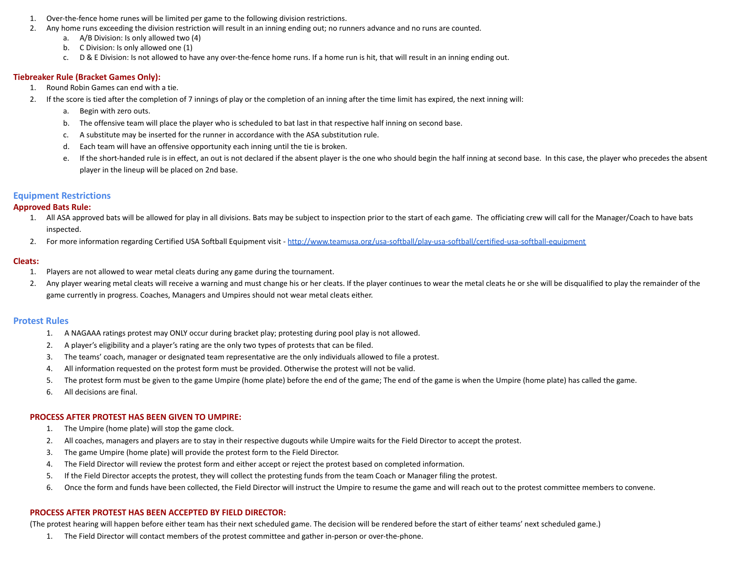1. Over-the-fence home runes will be limited per game to the following division restrictions.
2. Any home runs exceeding the division restriction will result in an inning ending out; no runners advance and no runs are counted.
   a. A/B Division: Is only allowed two (4)
   b. C Division: Is only allowed one (1)
   c. D & E Division: Is not allowed to have any over-the-fence home runs. If a home run is hit, that will result in an inning ending out.

**Tiebreaker Rule (Bracket Games Only):**

1. Round Robin Games can end with a tie.
2. If the score is tied after the completion of 7 innings of play or the completion of an inning after the time limit has expired, the next inning will:
   a. Begin with zero outs.
   b. The offensive team will place the player who is scheduled to bat last in that respective half inning on second base.
   c. A substitute may be inserted for the runner in accordance with the ASA substitution rule.
   d. Each team will have an offensive opportunity each inning until the tie is broken.
   e. If the short-handed rule is in effect, an out is not declared if the absent player is the one who should begin the half inning at second base. In this case, the player who precedes the absent player in the lineup will be placed on 2nd base.

## Equipment Restrictions

**Approved Bats Rule:**

1. All ASA approved bats will be allowed for play in all divisions. Bats may be subject to inspection prior to the start of each game. The officiating crew will call for the Manager/Coach to have bats inspected.
2. For more information regarding Certified USA Softball Equipment visit - [http://www.teamusa.org/usa-softball/play-usa-softball/certified-usa-softball-equipment](http://www.teamusa.org/usa-softball/play-usa-softball/certified-usa-softball-equipment)

**Cleats:**

1. Players are not allowed to wear metal cleats during any game during the tournament.
2. Any player wearing metal cleats will receive a warning and must change his or her cleats. If the player continues to wear the metal cleats he or she will be disqualified to play the remainder of the game currently in progress. Coaches, Managers and Umpires should not wear metal cleats either.

## Protest Rules

1. A NAGAAA ratings protest may ONLY occur during bracket play; protesting during pool play is not allowed.
2. A player's eligibility and a player's rating are the only two types of protests that can be filed.
3. The teams' coach, manager or designated team representative are the only individuals allowed to file a protest.
4. All information requested on the protest form must be provided. Otherwise the protest will not be valid.
5. The protest form must be given to the game Umpire (home plate) before the end of the game; The end of the game is when the Umpire (home plate) has called the game.
6. All decisions are final.

**PROCESS AFTER PROTEST HAS BEEN GIVEN TO UMPIRE:**

1. The Umpire (home plate) will stop the game clock.
2. All coaches, managers and players are to stay in their respective dugouts while Umpire waits for the Field Director to accept the protest.
3. The game Umpire (home plate) will provide the protest form to the Field Director.
4. The Field Director will review the protest form and either accept or reject the protest based on completed information.
5. If the Field Director accepts the protest, they will collect the protesting funds from the team Coach or Manager filing the protest.
6. Once the form and funds have been collected, the Field Director will instruct the Umpire to resume the game and will reach out to the protest committee members to convene.

**PROCESS AFTER PROTEST HAS BEEN ACCEPTED BY FIELD DIRECTOR:**

(The protest hearing will happen before either team has their next scheduled game. The decision will be rendered before the start of either teams' next scheduled game.)

1. The Field Director will contact members of the protest committee and gather in-person or over-the-phone.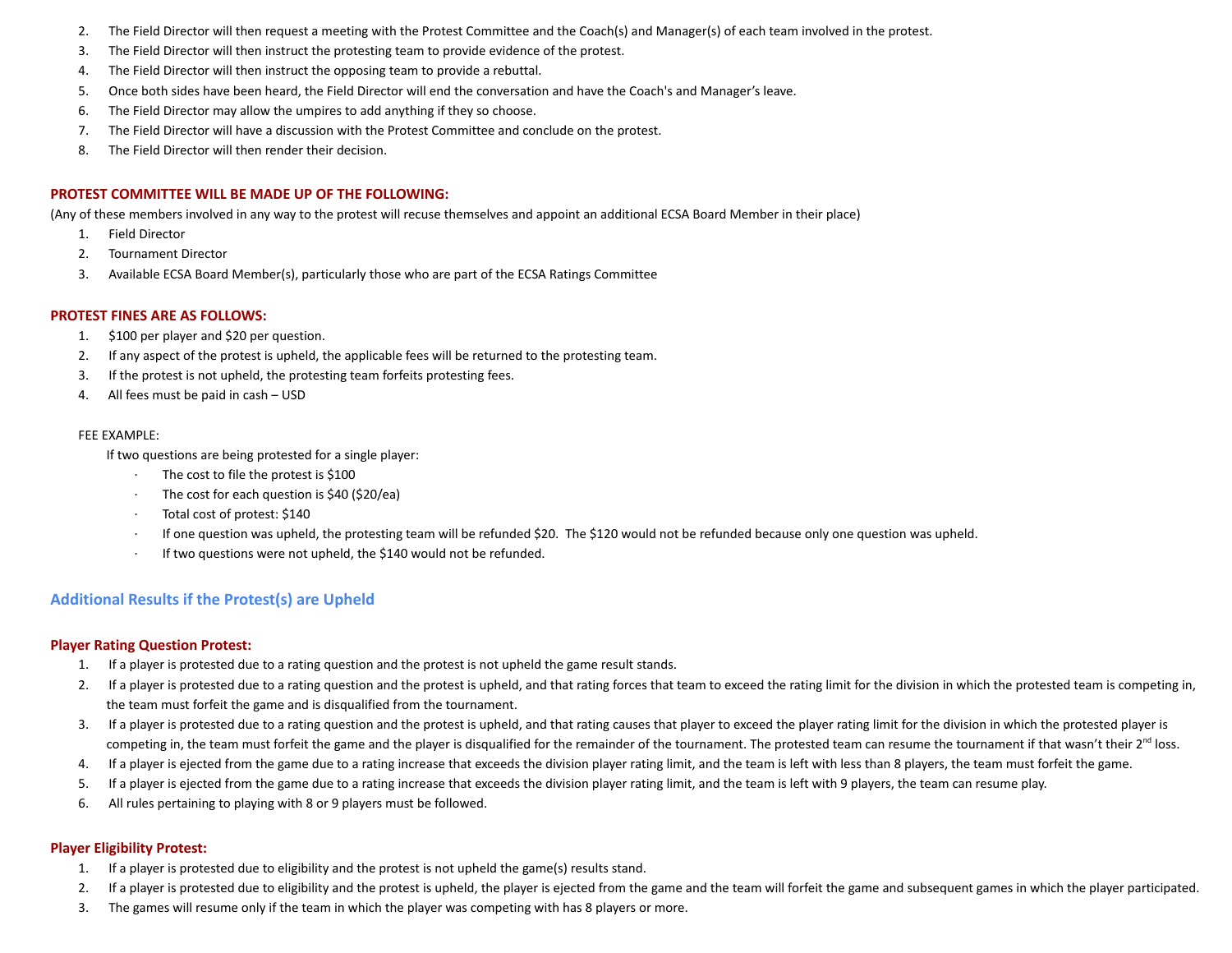2. The Field Director will then request a meeting with the Protest Committee and the Coach(s) and Manager(s) of each team involved in the protest.
3. The Field Director will then instruct the protesting team to provide evidence of the protest.
4. The Field Director will then instruct the opposing team to provide a rebuttal.
5. Once both sides have been heard, the Field Director will end the conversation and have the Coach's and Manager's leave.
6. The Field Director may allow the umpires to add anything if they so choose.
7. The Field Director will have a discussion with the Protest Committee and conclude on the protest.
8. The Field Director will then render their decision.

### PROTEST COMMITTEE WILL BE MADE UP OF THE FOLLOWING:

(Any of these members involved in any way to the protest will recuse themselves and appoint an additional ECSA Board Member in their place)

1. Field Director
2. Tournament Director
3. Available ECSA Board Member(s), particularly those who are part of the ECSA Ratings Committee

### PROTEST FINES ARE AS FOLLOWS:

1. $100 per player and $20 per question.
2. If any aspect of the protest is upheld, the applicable fees will be returned to the protesting team.
3. If the protest is not upheld, the protesting team forfeits protesting fees.
4. All fees must be paid in cash – USD

FEE EXAMPLE:

If two questions are being protested for a single player:

- The cost to file the protest is $100
- The cost for each question is $40 ($20/ea)
- Total cost of protest: $140
- If one question was upheld, the protesting team will be refunded $20. The $120 would not be refunded because only one question was upheld.
- If two questions were not upheld, the $140 would not be refunded.

## Additional Results if the Protest(s) are Upheld

### Player Rating Question Protest:

1. If a player is protested due to a rating question and the protest is not upheld the game result stands.
2. If a player is protested due to a rating question and the protest is upheld, and that rating forces that team to exceed the rating limit for the division in which the protested team is competing in, the team must forfeit the game and is disqualified from the tournament.
3. If a player is protested due to a rating question and the protest is upheld, and that rating causes that player to exceed the player rating limit for the division in which the protested player is competing in, the team must forfeit the game and the player is disqualified for the remainder of the tournament. The protested team can resume the tournament if that wasn't their 2nd loss.
4. If a player is ejected from the game due to a rating increase that exceeds the division player rating limit, and the team is left with less than 8 players, the team must forfeit the game.
5. If a player is ejected from the game due to a rating increase that exceeds the division player rating limit, and the team is left with 9 players, the team can resume play.
6. All rules pertaining to playing with 8 or 9 players must be followed.

### Player Eligibility Protest:

1. If a player is protested due to eligibility and the protest is not upheld the game(s) results stand.
2. If a player is protested due to eligibility and the protest is upheld, the player is ejected from the game and the team will forfeit the game and subsequent games in which the player participated.
3. The games will resume only if the team in which the player was competing with has 8 players or more.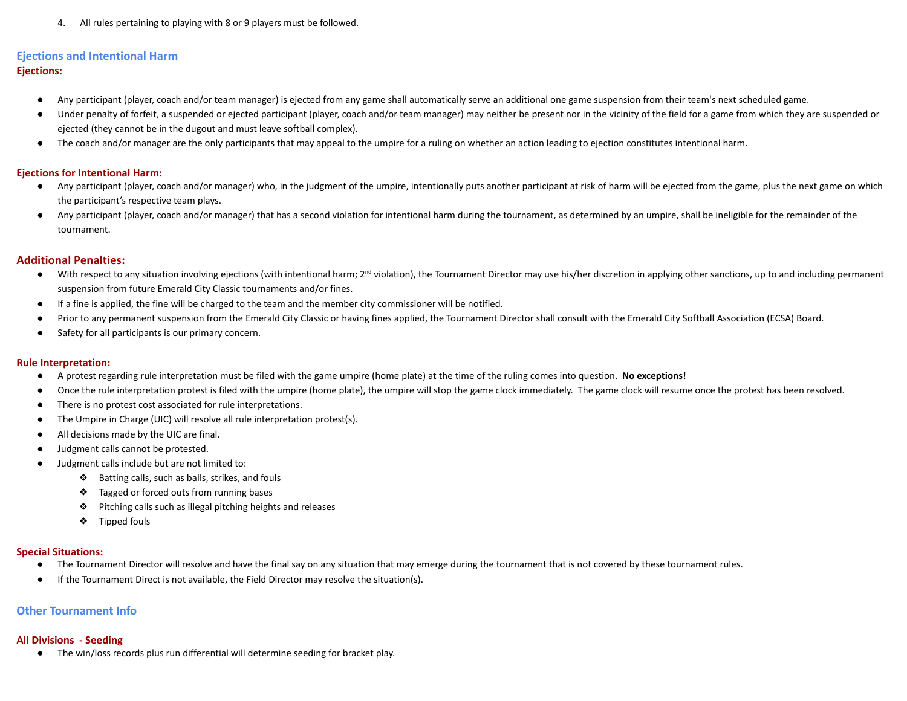4. All rules pertaining to playing with 8 or 9 players must be followed.

## Ejections and Intentional Harm

### Ejections:

- Any participant (player, coach and/or team manager) is ejected from any game shall automatically serve an additional one game suspension from their team's next scheduled game.
- Under penalty of forfeit, a suspended or ejected participant (player, coach and/or team manager) may neither be present nor in the vicinity of the field for a game from which they are suspended or ejected (they cannot be in the dugout and must leave softball complex).
- The coach and/or manager are the only participants that may appeal to the umpire for a ruling on whether an action leading to ejection constitutes intentional harm.

### Ejections for Intentional Harm:

- Any participant (player, coach and/or manager) who, in the judgment of the umpire, intentionally puts another participant at risk of harm will be ejected from the game, plus the next game on which the participant's respective team plays.
- Any participant (player, coach and/or manager) that has a second violation for intentional harm during the tournament, as determined by an umpire, shall be ineligible for the remainder of the tournament.

### Additional Penalties:

- With respect to any situation involving ejections (with intentional harm; 2nd violation), the Tournament Director may use his/her discretion in applying other sanctions, up to and including permanent suspension from future Emerald City Classic tournaments and/or fines.
- If a fine is applied, the fine will be charged to the team and the member city commissioner will be notified.
- Prior to any permanent suspension from the Emerald City Classic or having fines applied, the Tournament Director shall consult with the Emerald City Softball Association (ECSA) Board.
- Safety for all participants is our primary concern.

### Rule Interpretation:

- A protest regarding rule interpretation must be filed with the game umpire (home plate) at the time of the ruling comes into question. **No exceptions!**
- Once the rule interpretation protest is filed with the umpire (home plate), the umpire will stop the game clock immediately. The game clock will resume once the protest has been resolved.
- There is no protest cost associated for rule interpretations.
- The Umpire in Charge (UIC) will resolve all rule interpretation protest(s).
- All decisions made by the UIC are final.
- Judgment calls cannot be protested.
- Judgment calls include but are not limited to:
  - Batting calls, such as balls, strikes, and fouls
  - Tagged or forced outs from running bases
  - Pitching calls such as illegal pitching heights and releases
  - Tipped fouls

### Special Situations:

- The Tournament Director will resolve and have the final say on any situation that may emerge during the tournament that is not covered by these tournament rules.
- If the Tournament Direct is not available, the Field Director may resolve the situation(s).

## Other Tournament Info

### All Divisions - Seeding

- The win/loss records plus run differential will determine seeding for bracket play.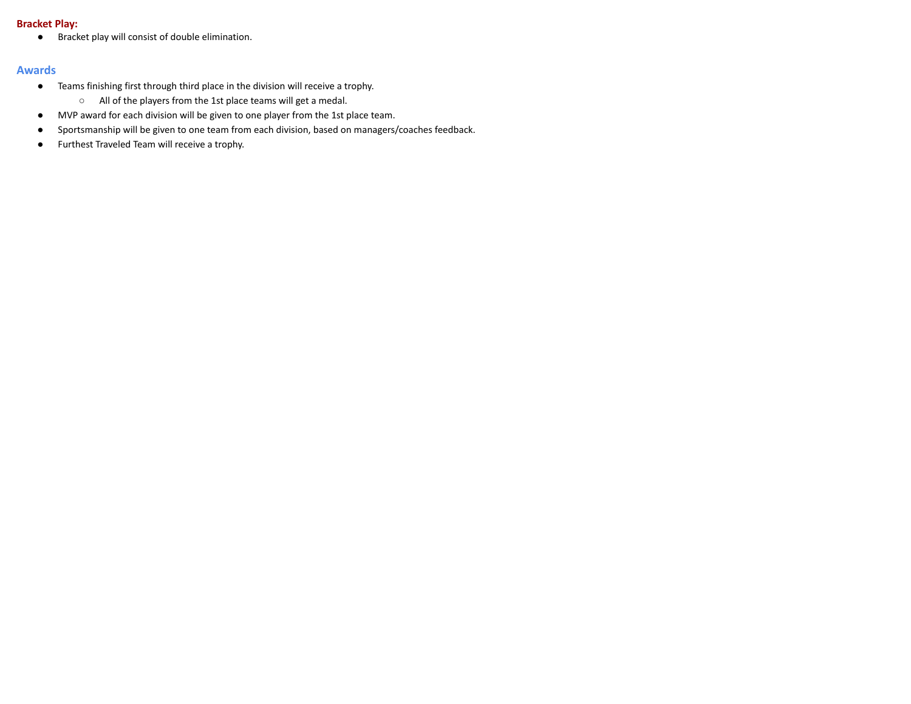### **Bracket Play:**

- Bracket play will consist of double elimination.

## Awards

- Teams finishing first through third place in the division will receive a trophy.
  - All of the players from the 1st place teams will get a medal.
- MVP award for each division will be given to one player from the 1st place team.
- Sportsmanship will be given to one team from each division, based on managers/coaches feedback.
- Furthest Traveled Team will receive a trophy.